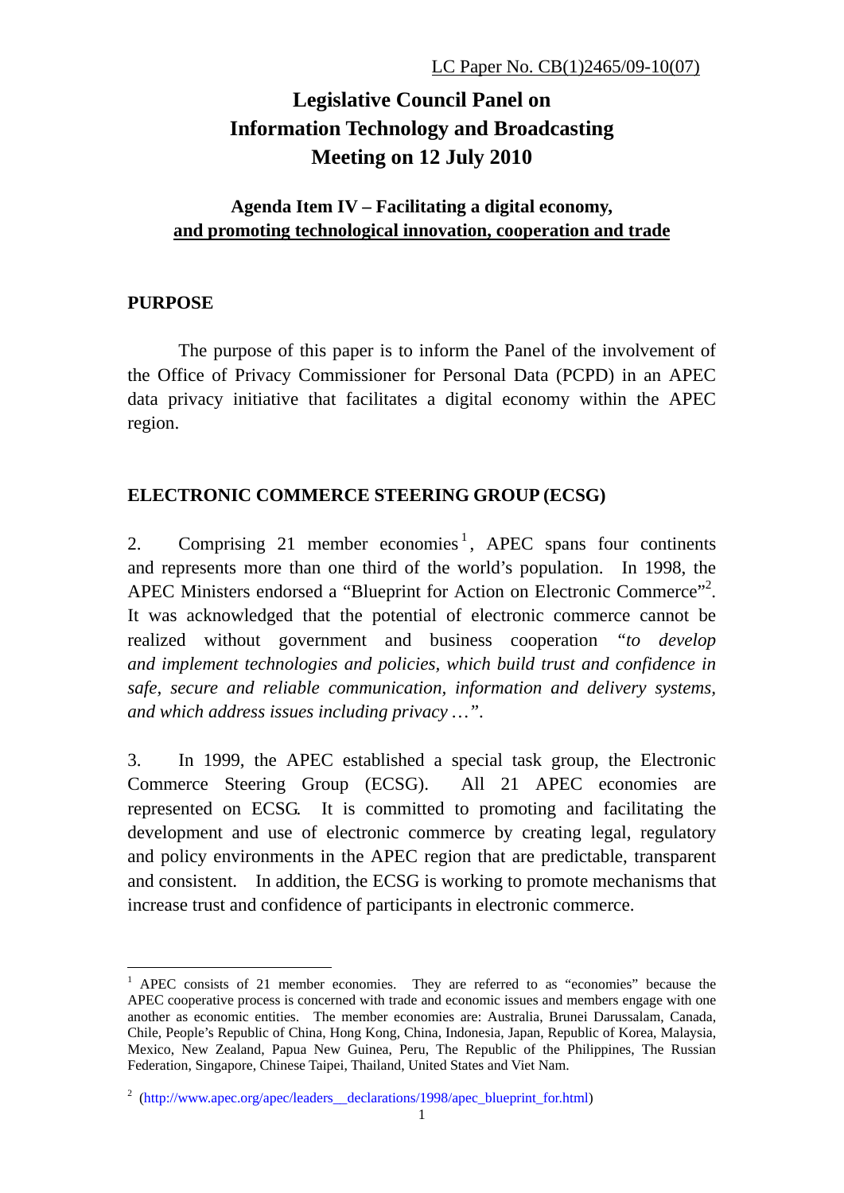LC Paper No. CB(1)2465/09-10(07)

# Legislative Council Panel on Information Technology and Broadcasting Meeting on 12 July 2010

## Agenda Item IV – Facilitating a digital economy, and promoting technological innovation, cooperation and trade

## PURPOSE

The purpose of this paper is to inform the Panel of the involvement of the Office of Privacy Commissioner for Personal Data (PCPD) in an APEC data privacy initiative that facilitates a digital economy within the APEC region.

## ELECTRONIC COMMERCE STEERING GROUP (ECSG)

2. Comprising 21 member economies[1], APEC spans four continents and represents more than one third of the world's population. In 1998, the APEC Ministers endorsed a "Blueprint for Action on Electronic Commerce"[2]. It was acknowledged that the potential of electronic commerce cannot be realized without government and business cooperation "*to develop and implement technologies and policies, which build trust and confidence in safe, secure and reliable communication, information and delivery systems, and which address issues including privacy …*".

3. In 1999, the APEC established a special task group, the Electronic Commerce Steering Group (ECSG). All 21 APEC economies are represented on ECSG. It is committed to promoting and facilitating the development and use of electronic commerce by creating legal, regulatory and policy environments in the APEC region that are predictable, transparent and consistent. In addition, the ECSG is working to promote mechanisms that increase trust and confidence of participants in electronic commerce.

---

[1] APEC consists of 21 member economies. They are referred to as "economies" because the APEC cooperative process is concerned with trade and economic issues and members engage with one another as economic entities. The member economies are: Australia, Brunei Darussalam, Canada, Chile, People's Republic of China, Hong Kong, China, Indonesia, Japan, Republic of Korea, Malaysia, Mexico, New Zealand, Papua New Guinea, Peru, The Republic of the Philippines, The Russian Federation, Singapore, Chinese Taipei, Thailand, United States and Viet Nam.

[2] (http://www.apec.org/apec/leaders__declarations/1998/apec_blueprint_for.html)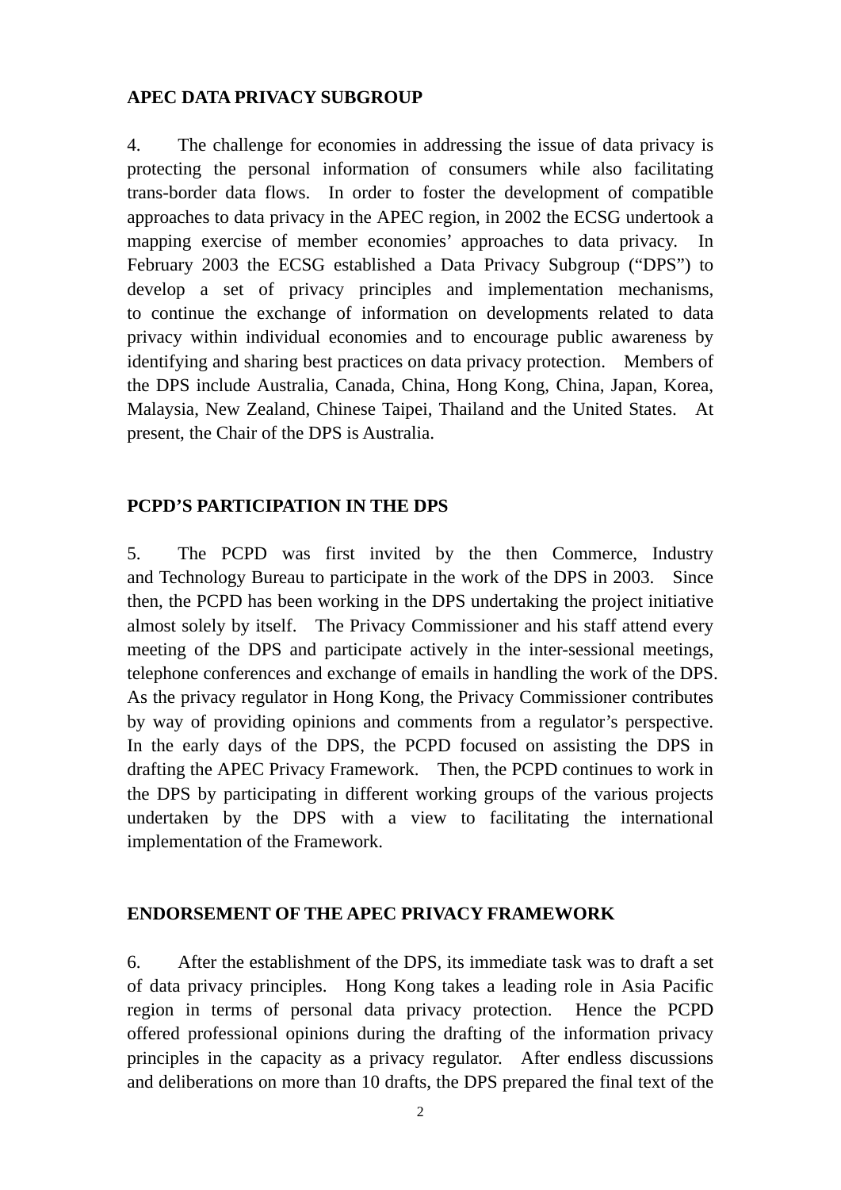**APEC DATA PRIVACY SUBGROUP**

4. The challenge for economies in addressing the issue of data privacy is protecting the personal information of consumers while also facilitating trans-border data flows. In order to foster the development of compatible approaches to data privacy in the APEC region, in 2002 the ECSG undertook a mapping exercise of member economies' approaches to data privacy. In February 2003 the ECSG established a Data Privacy Subgroup ("DPS") to develop a set of privacy principles and implementation mechanisms, to continue the exchange of information on developments related to data privacy within individual economies and to encourage public awareness by identifying and sharing best practices on data privacy protection. Members of the DPS include Australia, Canada, China, Hong Kong, China, Japan, Korea, Malaysia, New Zealand, Chinese Taipei, Thailand and the United States. At present, the Chair of the DPS is Australia.

**PCPD'S PARTICIPATION IN THE DPS**

5. The PCPD was first invited by the then Commerce, Industry and Technology Bureau to participate in the work of the DPS in 2003. Since then, the PCPD has been working in the DPS undertaking the project initiative almost solely by itself. The Privacy Commissioner and his staff attend every meeting of the DPS and participate actively in the inter-sessional meetings, telephone conferences and exchange of emails in handling the work of the DPS. As the privacy regulator in Hong Kong, the Privacy Commissioner contributes by way of providing opinions and comments from a regulator's perspective. In the early days of the DPS, the PCPD focused on assisting the DPS in drafting the APEC Privacy Framework. Then, the PCPD continues to work in the DPS by participating in different working groups of the various projects undertaken by the DPS with a view to facilitating the international implementation of the Framework.

**ENDORSEMENT OF THE APEC PRIVACY FRAMEWORK**

6. After the establishment of the DPS, its immediate task was to draft a set of data privacy principles. Hong Kong takes a leading role in Asia Pacific region in terms of personal data privacy protection. Hence the PCPD offered professional opinions during the drafting of the information privacy principles in the capacity as a privacy regulator. After endless discussions and deliberations on more than 10 drafts, the DPS prepared the final text of the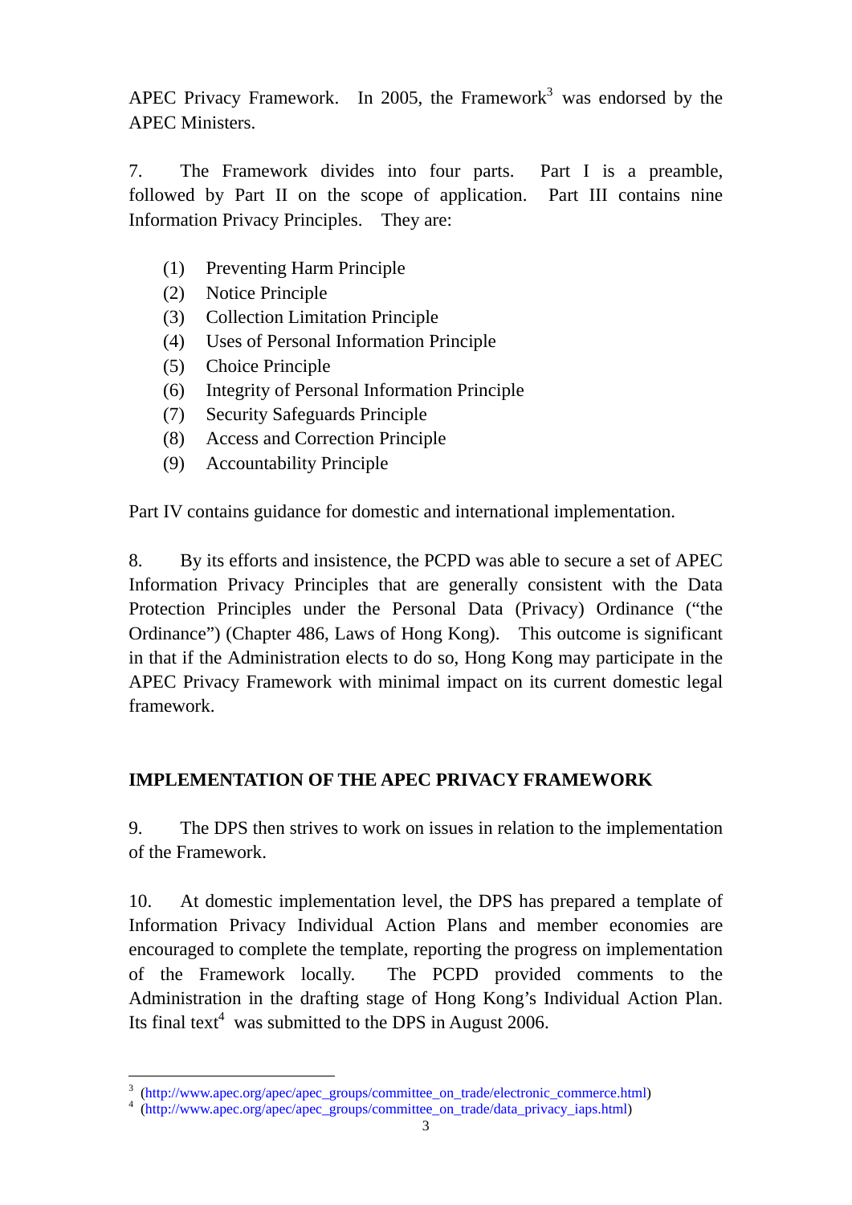APEC Privacy Framework. In 2005, the Framework[3] was endorsed by the APEC Ministers.

7. The Framework divides into four parts. Part I is a preamble, followed by Part II on the scope of application. Part III contains nine Information Privacy Principles. They are:

(1) Preventing Harm Principle
(2) Notice Principle
(3) Collection Limitation Principle
(4) Uses of Personal Information Principle
(5) Choice Principle
(6) Integrity of Personal Information Principle
(7) Security Safeguards Principle
(8) Access and Correction Principle
(9) Accountability Principle

Part IV contains guidance for domestic and international implementation.

8. By its efforts and insistence, the PCPD was able to secure a set of APEC Information Privacy Principles that are generally consistent with the Data Protection Principles under the Personal Data (Privacy) Ordinance ("the Ordinance") (Chapter 486, Laws of Hong Kong). This outcome is significant in that if the Administration elects to do so, Hong Kong may participate in the APEC Privacy Framework with minimal impact on its current domestic legal framework.

## IMPLEMENTATION OF THE APEC PRIVACY FRAMEWORK

9. The DPS then strives to work on issues in relation to the implementation of the Framework.

10. At domestic implementation level, the DPS has prepared a template of Information Privacy Individual Action Plans and member economies are encouraged to complete the template, reporting the progress on implementation of the Framework locally. The PCPD provided comments to the Administration in the drafting stage of Hong Kong's Individual Action Plan. Its final text[4] was submitted to the DPS in August 2006.

---

[3] (http://www.apec.org/apec/apec_groups/committee_on_trade/electronic_commerce.html)
[4] (http://www.apec.org/apec/apec_groups/committee_on_trade/data_privacy_iaps.html)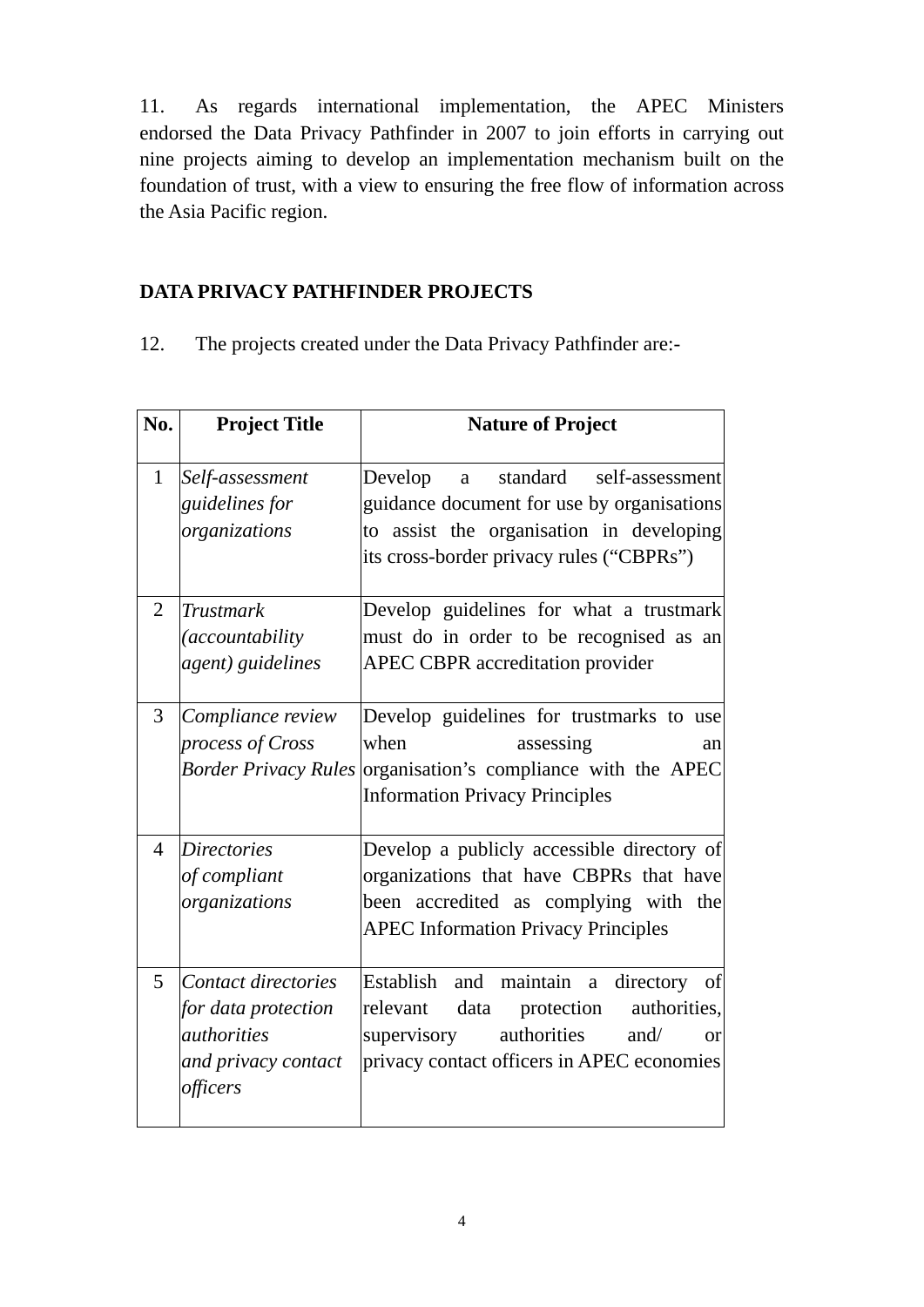11. As regards international implementation, the APEC Ministers endorsed the Data Privacy Pathfinder in 2007 to join efforts in carrying out nine projects aiming to develop an implementation mechanism built on the foundation of trust, with a view to ensuring the free flow of information across the Asia Pacific region.

## DATA PRIVACY PATHFINDER PROJECTS

12. The projects created under the Data Privacy Pathfinder are:-

| No. | Project Title | Nature of Project |
|---|---|---|
| 1 | *Self-assessment guidelines for organizations* | Develop a standard self-assessment guidance document for use by organisations to assist the organisation in developing its cross-border privacy rules ("CBPRs") |
| 2 | *Trustmark (accountability agent) guidelines* | Develop guidelines for what a trustmark must do in order to be recognised as an APEC CBPR accreditation provider |
| 3 | *Compliance review process of Cross Border Privacy Rules* | Develop guidelines for trustmarks to use when assessing an organisation's compliance with the APEC Information Privacy Principles |
| 4 | *Directories of compliant organizations* | Develop a publicly accessible directory of organizations that have CBPRs that have been accredited as complying with the APEC Information Privacy Principles |
| 5 | *Contact directories for data protection authorities and privacy contact officers* | Establish and maintain a directory of relevant data protection authorities, supervisory authorities and/ or privacy contact officers in APEC economies |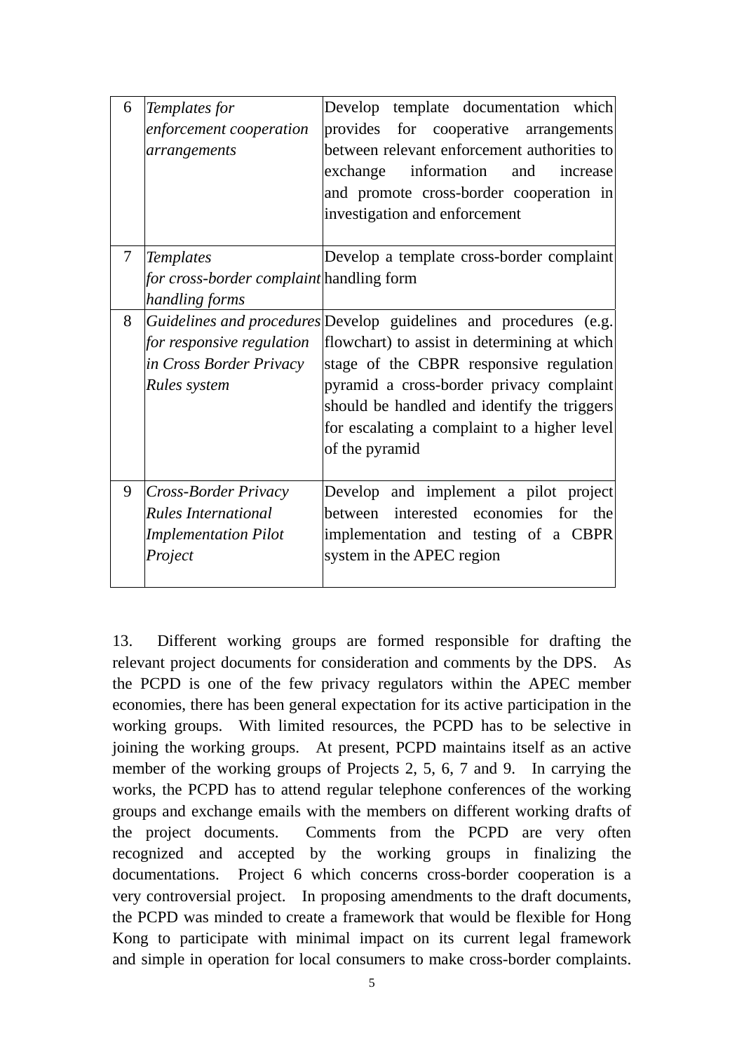| | | |
|---|---|---|
| 6 | *Templates for enforcement cooperation arrangements* | Develop template documentation which provides for cooperative arrangements between relevant enforcement authorities to exchange information and increase and promote cross-border cooperation in investigation and enforcement |
| 7 | *Templates for cross-border complaint handling forms* | Develop a template cross-border complaint handling form |
| 8 | *Guidelines and procedures for responsive regulation in Cross Border Privacy Rules system* | Develop guidelines and procedures (e.g. flowchart) to assist in determining at which stage of the CBPR responsive regulation pyramid a cross-border privacy complaint should be handled and identify the triggers for escalating a complaint to a higher level of the pyramid |
| 9 | *Cross-Border Privacy Rules International Implementation Pilot Project* | Develop and implement a pilot project between interested economies for the implementation and testing of a CBPR system in the APEC region |

13. Different working groups are formed responsible for drafting the relevant project documents for consideration and comments by the DPS. As the PCPD is one of the few privacy regulators within the APEC member economies, there has been general expectation for its active participation in the working groups. With limited resources, the PCPD has to be selective in joining the working groups. At present, PCPD maintains itself as an active member of the working groups of Projects 2, 5, 6, 7 and 9. In carrying the works, the PCPD has to attend regular telephone conferences of the working groups and exchange emails with the members on different working drafts of the project documents. Comments from the PCPD are very often recognized and accepted by the working groups in finalizing the documentations. Project 6 which concerns cross-border cooperation is a very controversial project. In proposing amendments to the draft documents, the PCPD was minded to create a framework that would be flexible for Hong Kong to participate with minimal impact on its current legal framework and simple in operation for local consumers to make cross-border complaints.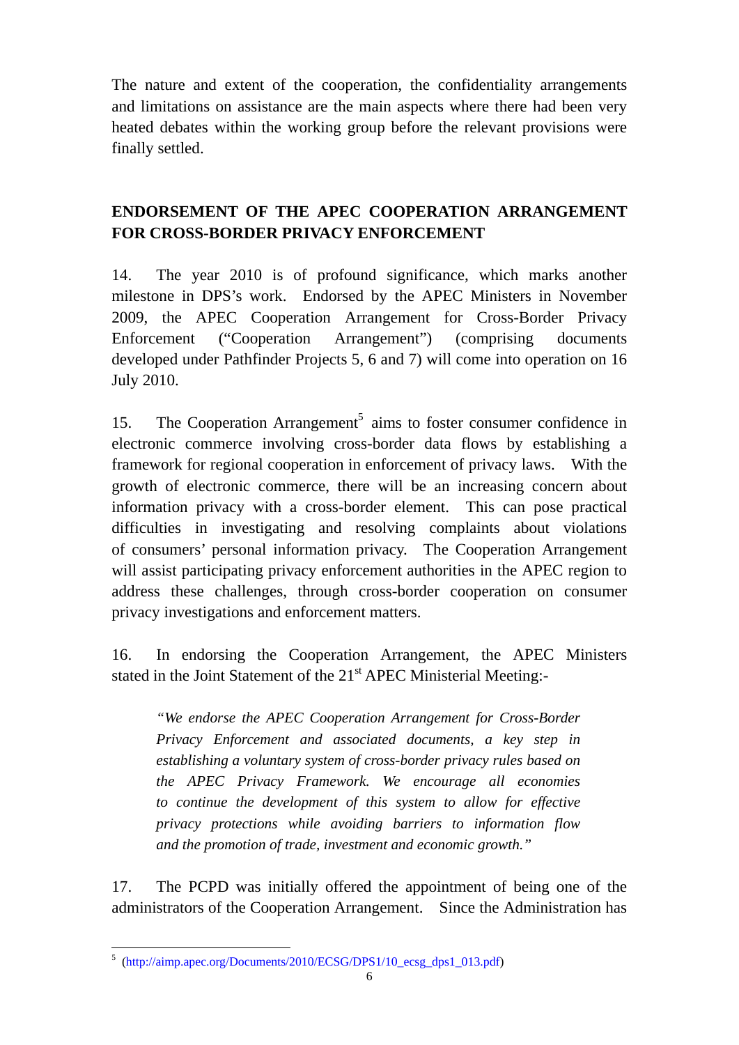The nature and extent of the cooperation, the confidentiality arrangements and limitations on assistance are the main aspects where there had been very heated debates within the working group before the relevant provisions were finally settled.

**ENDORSEMENT OF THE APEC COOPERATION ARRANGEMENT FOR CROSS-BORDER PRIVACY ENFORCEMENT**

14. The year 2010 is of profound significance, which marks another milestone in DPS's work. Endorsed by the APEC Ministers in November 2009, the APEC Cooperation Arrangement for Cross-Border Privacy Enforcement ("Cooperation Arrangement") (comprising documents developed under Pathfinder Projects 5, 6 and 7) will come into operation on 16 July 2010.

15. The Cooperation Arrangement[5] aims to foster consumer confidence in electronic commerce involving cross-border data flows by establishing a framework for regional cooperation in enforcement of privacy laws. With the growth of electronic commerce, there will be an increasing concern about information privacy with a cross-border element. This can pose practical difficulties in investigating and resolving complaints about violations of consumers' personal information privacy. The Cooperation Arrangement will assist participating privacy enforcement authorities in the APEC region to address these challenges, through cross-border cooperation on consumer privacy investigations and enforcement matters.

16. In endorsing the Cooperation Arrangement, the APEC Ministers stated in the Joint Statement of the 21st APEC Ministerial Meeting:-

> *"We endorse the APEC Cooperation Arrangement for Cross-Border Privacy Enforcement and associated documents, a key step in establishing a voluntary system of cross-border privacy rules based on the APEC Privacy Framework. We encourage all economies to continue the development of this system to allow for effective privacy protections while avoiding barriers to information flow and the promotion of trade, investment and economic growth."*

17. The PCPD was initially offered the appointment of being one of the administrators of the Cooperation Arrangement. Since the Administration has

---

[5] (http://aimp.apec.org/Documents/2010/ECSG/DPS1/10_ecsg_dps1_013.pdf)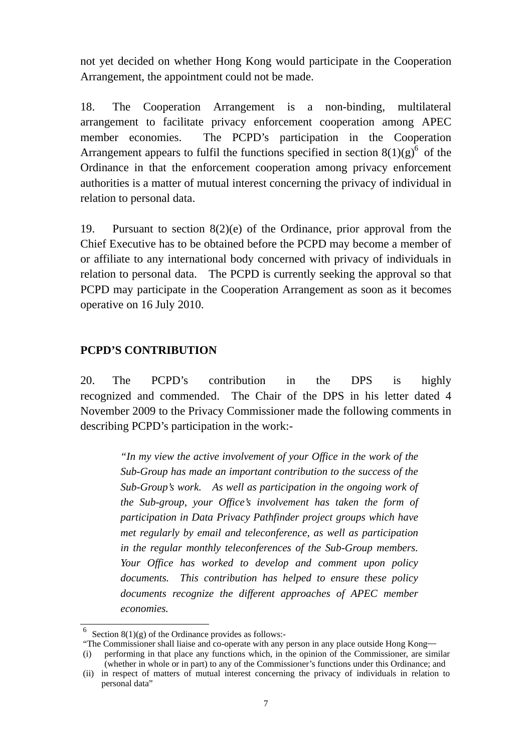not yet decided on whether Hong Kong would participate in the Cooperation Arrangement, the appointment could not be made.

18. The Cooperation Arrangement is a non-binding, multilateral arrangement to facilitate privacy enforcement cooperation among APEC member economies. The PCPD's participation in the Cooperation Arrangement appears to fulfil the functions specified in section 8(1)(g)[6] of the Ordinance in that the enforcement cooperation among privacy enforcement authorities is a matter of mutual interest concerning the privacy of individual in relation to personal data.

19. Pursuant to section 8(2)(e) of the Ordinance, prior approval from the Chief Executive has to be obtained before the PCPD may become a member of or affiliate to any international body concerned with privacy of individuals in relation to personal data. The PCPD is currently seeking the approval so that PCPD may participate in the Cooperation Arrangement as soon as it becomes operative on 16 July 2010.

## PCPD'S CONTRIBUTION

20. The PCPD's contribution in the DPS is highly recognized and commended. The Chair of the DPS in his letter dated 4 November 2009 to the Privacy Commissioner made the following comments in describing PCPD's participation in the work:-

> *"In my view the active involvement of your Office in the work of the Sub-Group has made an important contribution to the success of the Sub-Group's work. As well as participation in the ongoing work of the Sub-group, your Office's involvement has taken the form of participation in Data Privacy Pathfinder project groups which have met regularly by email and teleconference, as well as participation in the regular monthly teleconferences of the Sub-Group members. Your Office has worked to develop and comment upon policy documents. This contribution has helped to ensure these policy documents recognize the different approaches of APEC member economies.*

---

[6] Section 8(1)(g) of the Ordinance provides as follows:-

"The Commissioner shall liaise and co-operate with any person in any place outside Hong Kong—

(i) performing in that place any functions which, in the opinion of the Commissioner, are similar (whether in whole or in part) to any of the Commissioner's functions under this Ordinance; and

(ii) in respect of matters of mutual interest concerning the privacy of individuals in relation to personal data"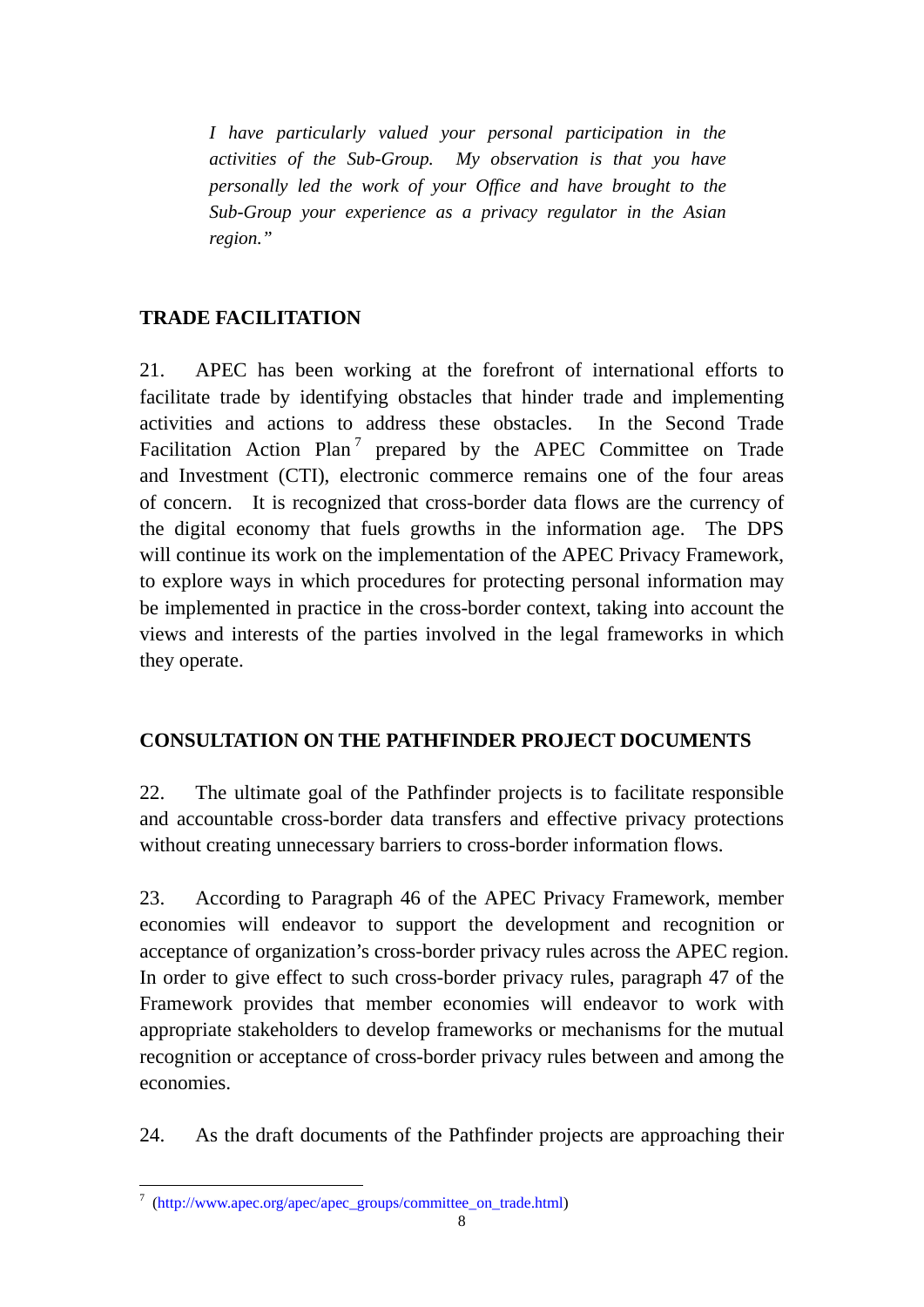*I have particularly valued your personal participation in the activities of the Sub-Group. My observation is that you have personally led the work of your Office and have brought to the Sub-Group your experience as a privacy regulator in the Asian region."*

## TRADE FACILITATION

21. APEC has been working at the forefront of international efforts to facilitate trade by identifying obstacles that hinder trade and implementing activities and actions to address these obstacles. In the Second Trade Facilitation Action Plan[7] prepared by the APEC Committee on Trade and Investment (CTI), electronic commerce remains one of the four areas of concern. It is recognized that cross-border data flows are the currency of the digital economy that fuels growths in the information age. The DPS will continue its work on the implementation of the APEC Privacy Framework, to explore ways in which procedures for protecting personal information may be implemented in practice in the cross-border context, taking into account the views and interests of the parties involved in the legal frameworks in which they operate.

## CONSULTATION ON THE PATHFINDER PROJECT DOCUMENTS

22. The ultimate goal of the Pathfinder projects is to facilitate responsible and accountable cross-border data transfers and effective privacy protections without creating unnecessary barriers to cross-border information flows.

23. According to Paragraph 46 of the APEC Privacy Framework, member economies will endeavor to support the development and recognition or acceptance of organization's cross-border privacy rules across the APEC region. In order to give effect to such cross-border privacy rules, paragraph 47 of the Framework provides that member economies will endeavor to work with appropriate stakeholders to develop frameworks or mechanisms for the mutual recognition or acceptance of cross-border privacy rules between and among the economies.

24. As the draft documents of the Pathfinder projects are approaching their

---

[7] (http://www.apec.org/apec/apec_groups/committee_on_trade.html)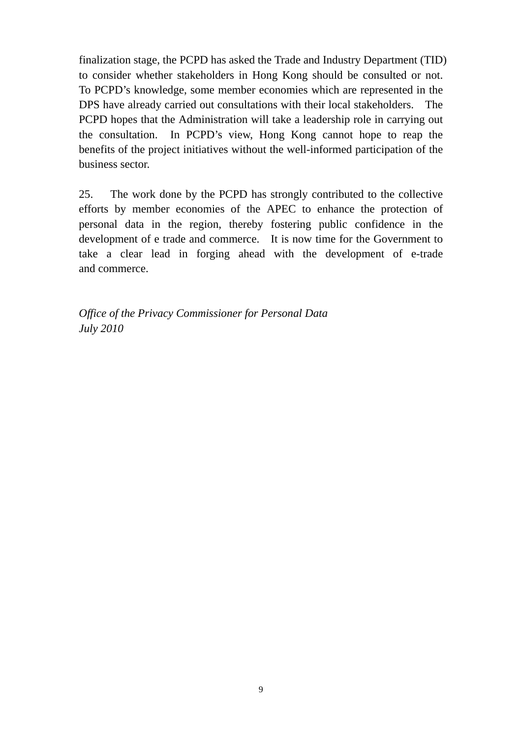finalization stage, the PCPD has asked the Trade and Industry Department (TID) to consider whether stakeholders in Hong Kong should be consulted or not. To PCPD's knowledge, some member economies which are represented in the DPS have already carried out consultations with their local stakeholders. The PCPD hopes that the Administration will take a leadership role in carrying out the consultation. In PCPD's view, Hong Kong cannot hope to reap the benefits of the project initiatives without the well-informed participation of the business sector.

25. The work done by the PCPD has strongly contributed to the collective efforts by member economies of the APEC to enhance the protection of personal data in the region, thereby fostering public confidence in the development of e trade and commerce. It is now time for the Government to take a clear lead in forging ahead with the development of e-trade and commerce.

*Office of the Privacy Commissioner for Personal Data*
*July 2010*